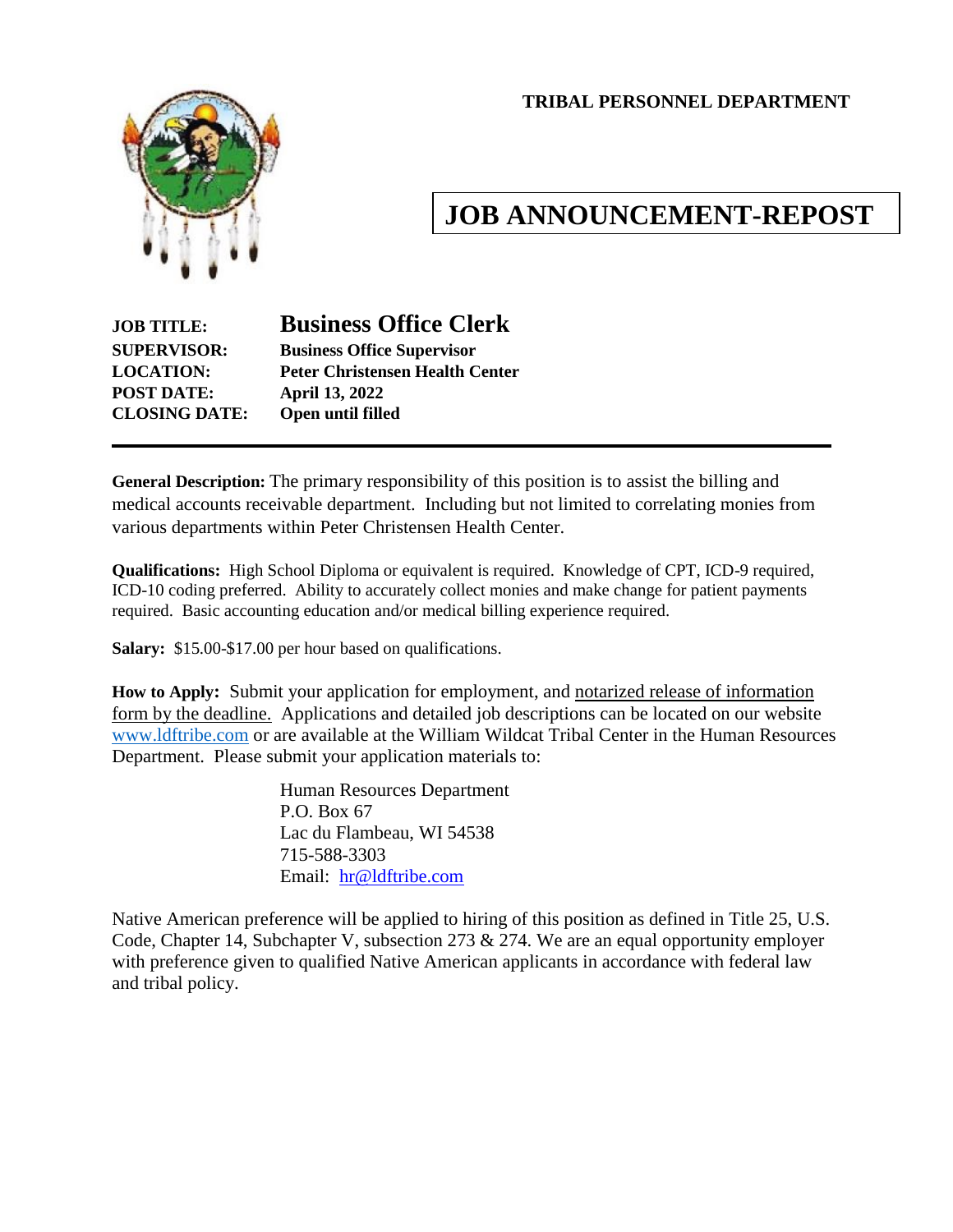**TRIBAL PERSONNEL DEPARTMENT**

# JOB ANNOUNCEMENT-REPOST

**JOB TITLE:** **Business Office Clerk**
**SUPERVISOR:** **Business Office Supervisor**
**LOCATION:** **Peter Christensen Health Center**
**POST DATE:** **April 13, 2022**
**CLOSING DATE:** **Open until filled**

---

**General Description:** The primary responsibility of this position is to assist the billing and medical accounts receivable department. Including but not limited to correlating monies from various departments within Peter Christensen Health Center.

**Qualifications:** High School Diploma or equivalent is required. Knowledge of CPT, ICD-9 required, ICD-10 coding preferred. Ability to accurately collect monies and make change for patient payments required. Basic accounting education and/or medical billing experience required.

**Salary:** $15.00-$17.00 per hour based on qualifications.

**How to Apply:** Submit your application for employment, and notarized release of information form by the deadline. Applications and detailed job descriptions can be located on our website www.ldftribe.com or are available at the William Wildcat Tribal Center in the Human Resources Department. Please submit your application materials to:

Human Resources Department
P.O. Box 67
Lac du Flambeau, WI 54538
715-588-3303
Email: hr@ldftribe.com

Native American preference will be applied to hiring of this position as defined in Title 25, U.S. Code, Chapter 14, Subchapter V, subsection 273 & 274. We are an equal opportunity employer with preference given to qualified Native American applicants in accordance with federal law and tribal policy.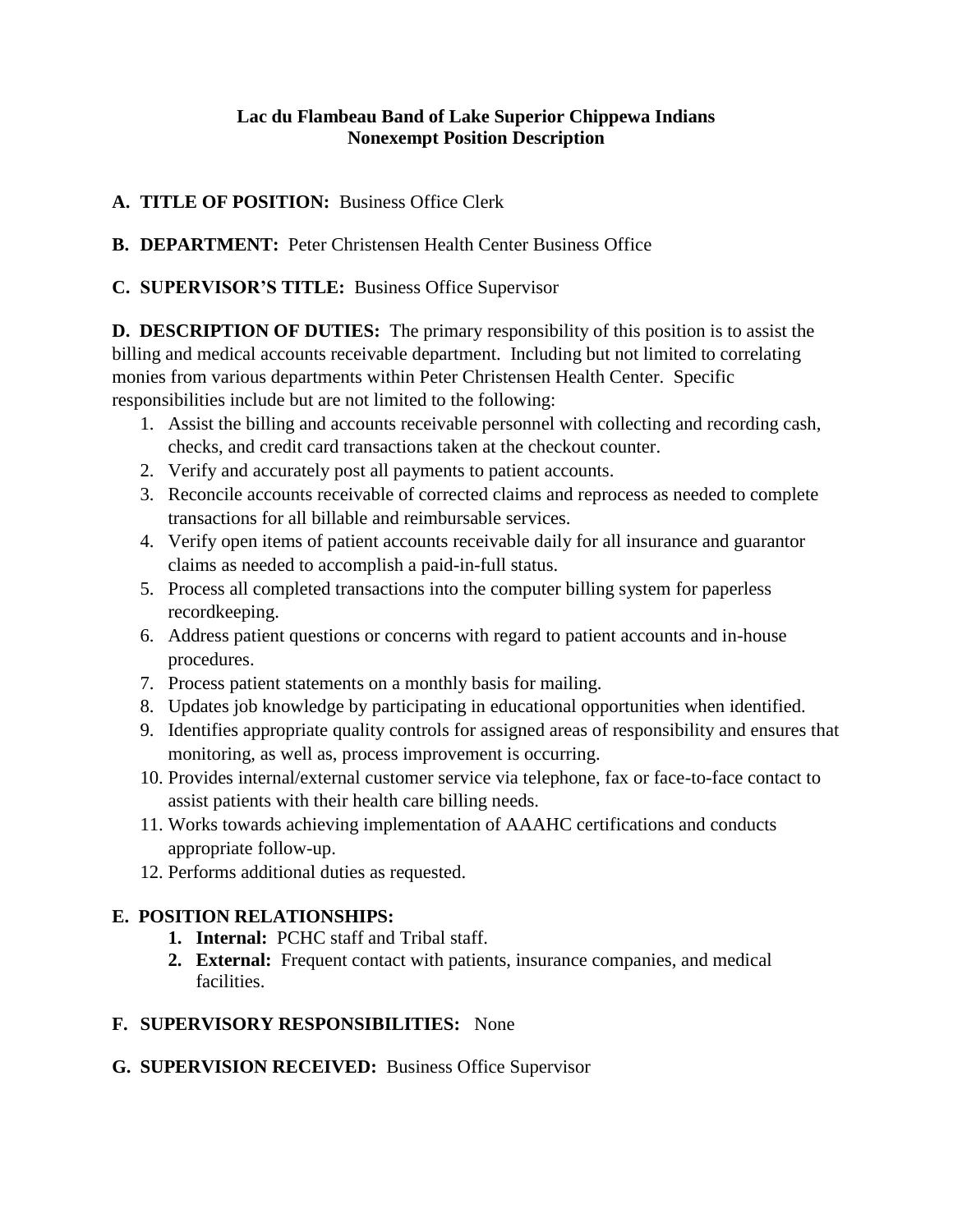**Lac du Flambeau Band of Lake Superior Chippewa Indians**
**Nonexempt Position Description**

**A. TITLE OF POSITION:** Business Office Clerk

**B. DEPARTMENT:** Peter Christensen Health Center Business Office

**C. SUPERVISOR'S TITLE:** Business Office Supervisor

**D. DESCRIPTION OF DUTIES:** The primary responsibility of this position is to assist the billing and medical accounts receivable department. Including but not limited to correlating monies from various departments within Peter Christensen Health Center. Specific responsibilities include but are not limited to the following:

1. Assist the billing and accounts receivable personnel with collecting and recording cash, checks, and credit card transactions taken at the checkout counter.
2. Verify and accurately post all payments to patient accounts.
3. Reconcile accounts receivable of corrected claims and reprocess as needed to complete transactions for all billable and reimbursable services.
4. Verify open items of patient accounts receivable daily for all insurance and guarantor claims as needed to accomplish a paid-in-full status.
5. Process all completed transactions into the computer billing system for paperless recordkeeping.
6. Address patient questions or concerns with regard to patient accounts and in-house procedures.
7. Process patient statements on a monthly basis for mailing.
8. Updates job knowledge by participating in educational opportunities when identified.
9. Identifies appropriate quality controls for assigned areas of responsibility and ensures that monitoring, as well as, process improvement is occurring.
10. Provides internal/external customer service via telephone, fax or face-to-face contact to assist patients with their health care billing needs.
11. Works towards achieving implementation of AAAHC certifications and conducts appropriate follow-up.
12. Performs additional duties as requested.

**E. POSITION RELATIONSHIPS:**

1. **Internal:** PCHC staff and Tribal staff.
2. **External:** Frequent contact with patients, insurance companies, and medical facilities.

**F. SUPERVISORY RESPONSIBILITIES:** None

**G. SUPERVISION RECEIVED:** Business Office Supervisor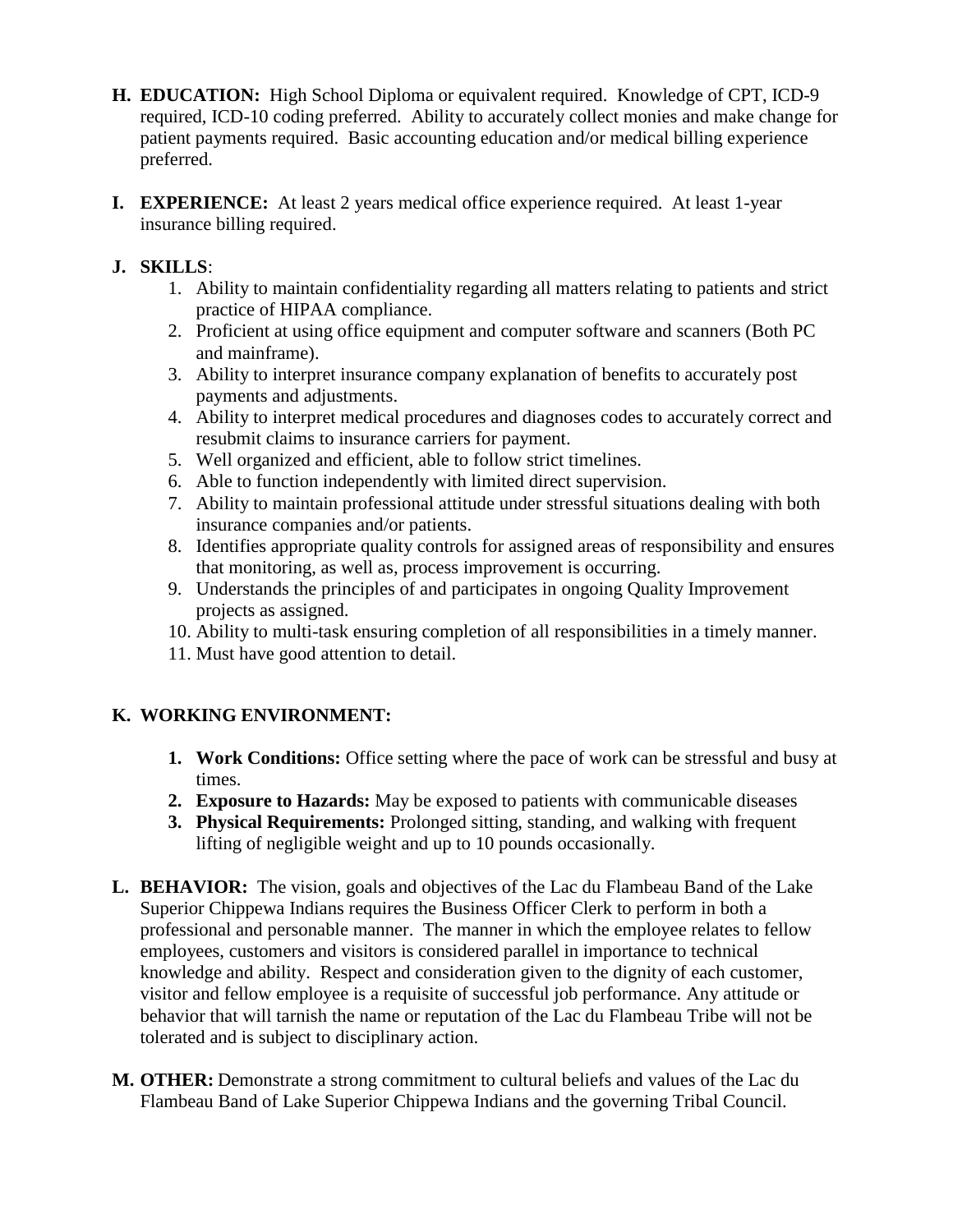**H. EDUCATION:** High School Diploma or equivalent required. Knowledge of CPT, ICD-9 required, ICD-10 coding preferred. Ability to accurately collect monies and make change for patient payments required. Basic accounting education and/or medical billing experience preferred.

**I. EXPERIENCE:** At least 2 years medical office experience required. At least 1-year insurance billing required.

**J. SKILLS**:

1. Ability to maintain confidentiality regarding all matters relating to patients and strict practice of HIPAA compliance.
2. Proficient at using office equipment and computer software and scanners (Both PC and mainframe).
3. Ability to interpret insurance company explanation of benefits to accurately post payments and adjustments.
4. Ability to interpret medical procedures and diagnoses codes to accurately correct and resubmit claims to insurance carriers for payment.
5. Well organized and efficient, able to follow strict timelines.
6. Able to function independently with limited direct supervision.
7. Ability to maintain professional attitude under stressful situations dealing with both insurance companies and/or patients.
8. Identifies appropriate quality controls for assigned areas of responsibility and ensures that monitoring, as well as, process improvement is occurring.
9. Understands the principles of and participates in ongoing Quality Improvement projects as assigned.
10. Ability to multi-task ensuring completion of all responsibilities in a timely manner.
11. Must have good attention to detail.

**K. WORKING ENVIRONMENT:**

1. **Work Conditions:** Office setting where the pace of work can be stressful and busy at times.
2. **Exposure to Hazards:** May be exposed to patients with communicable diseases
3. **Physical Requirements:** Prolonged sitting, standing, and walking with frequent lifting of negligible weight and up to 10 pounds occasionally.

**L. BEHAVIOR:** The vision, goals and objectives of the Lac du Flambeau Band of the Lake Superior Chippewa Indians requires the Business Officer Clerk to perform in both a professional and personable manner. The manner in which the employee relates to fellow employees, customers and visitors is considered parallel in importance to technical knowledge and ability. Respect and consideration given to the dignity of each customer, visitor and fellow employee is a requisite of successful job performance. Any attitude or behavior that will tarnish the name or reputation of the Lac du Flambeau Tribe will not be tolerated and is subject to disciplinary action.

**M. OTHER:** Demonstrate a strong commitment to cultural beliefs and values of the Lac du Flambeau Band of Lake Superior Chippewa Indians and the governing Tribal Council.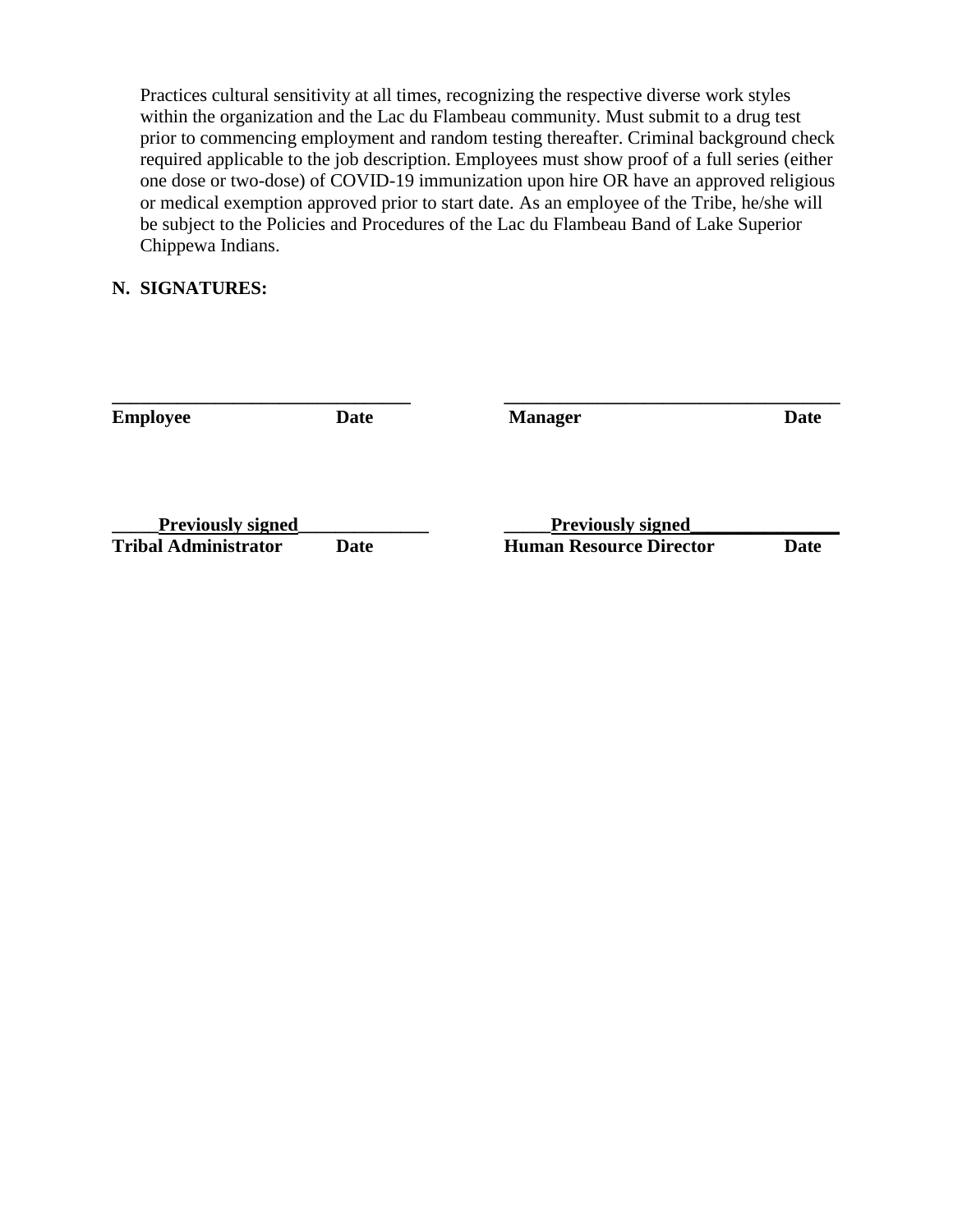Practices cultural sensitivity at all times, recognizing the respective diverse work styles within the organization and the Lac du Flambeau community. Must submit to a drug test prior to commencing employment and random testing thereafter. Criminal background check required applicable to the job description. Employees must show proof of a full series (either one dose or two-dose) of COVID-19 immunization upon hire OR have an approved religious or medical exemption approved prior to start date. As an employee of the Tribe, he/she will be subject to the Policies and Procedures of the Lac du Flambeau Band of Lake Superior Chippewa Indians.

**N. SIGNATURES:**

| | | | |
|---|---|---|---|
| ______________________________ | | ______________________________ | |
| **Employee** | **Date** | **Manager** | **Date** |
| **Previously signed** | | **Previously signed** | |
| **Tribal Administrator** | **Date** | **Human Resource Director** | **Date** |